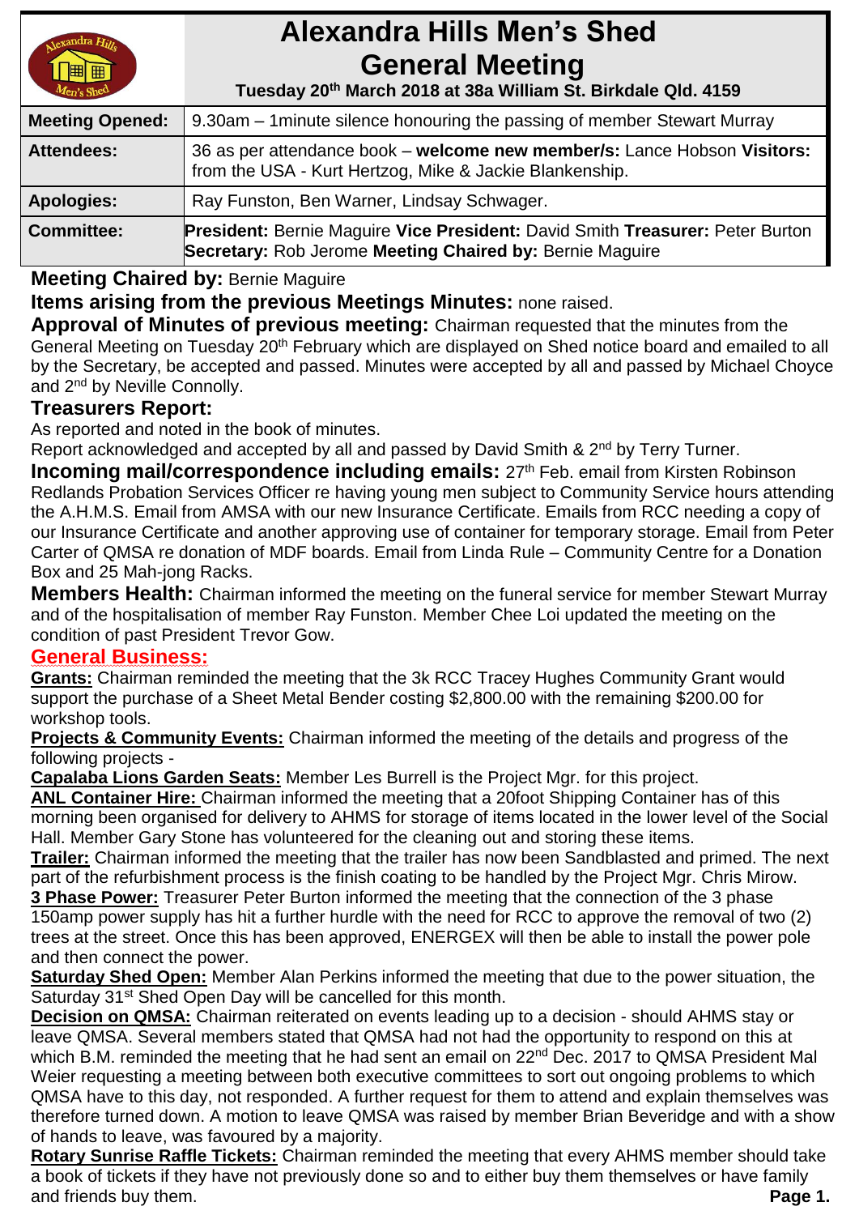# Alexandra Hills Men's Shed
# General Meeting

**Tuesday 20th March 2018 at 38a William St. Birkdale Qld. 4159**

| | |
|---|---|
| **Meeting Opened:** | 9.30am – 1minute silence honouring the passing of member Stewart Murray |
| **Attendees:** | 36 as per attendance book – **welcome new member/s:** Lance Hobson **Visitors:** from the USA - Kurt Hertzog, Mike & Jackie Blankenship. |
| **Apologies:** | Ray Funston, Ben Warner, Lindsay Schwager. |
| **Committee:** | **President:** Bernie Maguire **Vice President:** David Smith **Treasurer:** Peter Burton **Secretary:** Rob Jerome **Meeting Chaired by:** Bernie Maguire |

**Meeting Chaired by:** Bernie Maguire

**Items arising from the previous Meetings Minutes:** none raised.

**Approval of Minutes of previous meeting:** Chairman requested that the minutes from the General Meeting on Tuesday 20th February which are displayed on Shed notice board and emailed to all by the Secretary, be accepted and passed. Minutes were accepted by all and passed by Michael Choyce and 2nd by Neville Connolly.

**Treasurers Report:**

As reported and noted in the book of minutes.

Report acknowledged and accepted by all and passed by David Smith & 2nd by Terry Turner.

**Incoming mail/correspondence including emails:** 27th Feb. email from Kirsten Robinson Redlands Probation Services Officer re having young men subject to Community Service hours attending the A.H.M.S. Email from AMSA with our new Insurance Certificate. Emails from RCC needing a copy of our Insurance Certificate and another approving use of container for temporary storage. Email from Peter Carter of QMSA re donation of MDF boards. Email from Linda Rule – Community Centre for a Donation Box and 25 Mah-jong Racks.

**Members Health:** Chairman informed the meeting on the funeral service for member Stewart Murray and of the hospitalisation of member Ray Funston. Member Chee Loi updated the meeting on the condition of past President Trevor Gow.

## General Business:

**Grants:** Chairman reminded the meeting that the 3k RCC Tracey Hughes Community Grant would support the purchase of a Sheet Metal Bender costing $2,800.00 with the remaining $200.00 for workshop tools.

**Projects & Community Events:** Chairman informed the meeting of the details and progress of the following projects -

**Capalaba Lions Garden Seats:** Member Les Burrell is the Project Mgr. for this project.

**ANL Container Hire:** Chairman informed the meeting that a 20foot Shipping Container has of this morning been organised for delivery to AHMS for storage of items located in the lower level of the Social Hall. Member Gary Stone has volunteered for the cleaning out and storing these items.

**Trailer:** Chairman informed the meeting that the trailer has now been Sandblasted and primed. The next part of the refurbishment process is the finish coating to be handled by the Project Mgr. Chris Mirow.

**3 Phase Power:** Treasurer Peter Burton informed the meeting that the connection of the 3 phase 150amp power supply has hit a further hurdle with the need for RCC to approve the removal of two (2) trees at the street. Once this has been approved, ENERGEX will then be able to install the power pole and then connect the power.

**Saturday Shed Open:** Member Alan Perkins informed the meeting that due to the power situation, the Saturday 31st Shed Open Day will be cancelled for this month.

**Decision on QMSA:** Chairman reiterated on events leading up to a decision - should AHMS stay or leave QMSA. Several members stated that QMSA had not had the opportunity to respond on this at which B.M. reminded the meeting that he had sent an email on 22nd Dec. 2017 to QMSA President Mal Weier requesting a meeting between both executive committees to sort out ongoing problems to which QMSA have to this day, not responded. A further request for them to attend and explain themselves was therefore turned down. A motion to leave QMSA was raised by member Brian Beveridge and with a show of hands to leave, was favoured by a majority.

**Rotary Sunrise Raffle Tickets:** Chairman reminded the meeting that every AHMS member should take a book of tickets if they have not previously done so and to either buy them themselves or have family and friends buy them.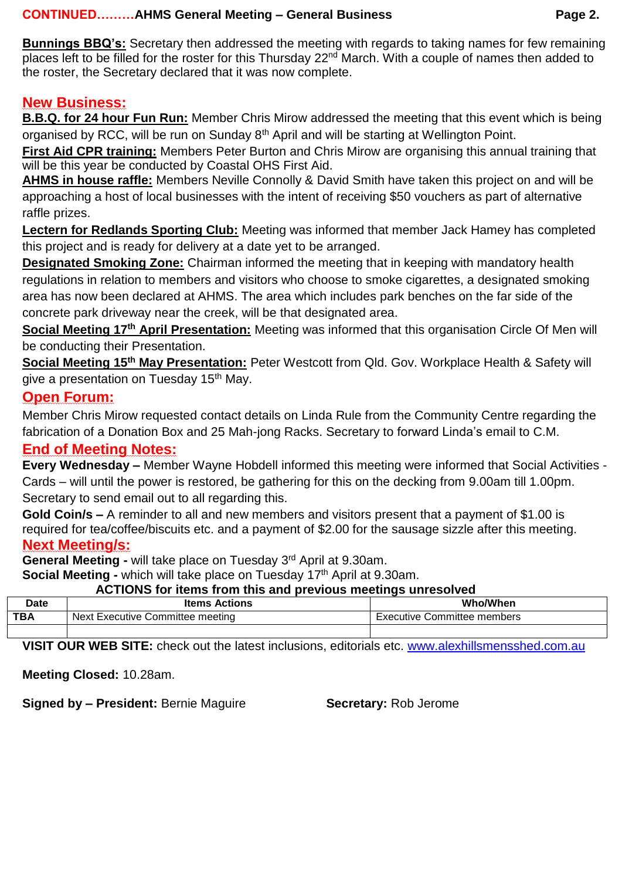**CONTINUED………AHMS General Meeting – General Business**

**Bunnings BBQ's:** Secretary then addressed the meeting with regards to taking names for few remaining places left to be filled for the roster for this Thursday 22nd March. With a couple of names then added to the roster, the Secretary declared that it was now complete.

## New Business:

**B.B.Q. for 24 hour Fun Run:** Member Chris Mirow addressed the meeting that this event which is being organised by RCC, will be run on Sunday 8th April and will be starting at Wellington Point.

**First Aid CPR training:** Members Peter Burton and Chris Mirow are organising this annual training that will be this year be conducted by Coastal OHS First Aid.

**AHMS in house raffle:** Members Neville Connolly & David Smith have taken this project on and will be approaching a host of local businesses with the intent of receiving $50 vouchers as part of alternative raffle prizes.

**Lectern for Redlands Sporting Club:** Meeting was informed that member Jack Hamey has completed this project and is ready for delivery at a date yet to be arranged.

**Designated Smoking Zone:** Chairman informed the meeting that in keeping with mandatory health regulations in relation to members and visitors who choose to smoke cigarettes, a designated smoking area has now been declared at AHMS. The area which includes park benches on the far side of the concrete park driveway near the creek, will be that designated area.

**Social Meeting 17th April Presentation:** Meeting was informed that this organisation Circle Of Men will be conducting their Presentation.

**Social Meeting 15th May Presentation:** Peter Westcott from Qld. Gov. Workplace Health & Safety will give a presentation on Tuesday 15th May.

## Open Forum:

Member Chris Mirow requested contact details on Linda Rule from the Community Centre regarding the fabrication of a Donation Box and 25 Mah-jong Racks. Secretary to forward Linda's email to C.M.

## End of Meeting Notes:

**Every Wednesday –** Member Wayne Hobdell informed this meeting were informed that Social Activities - Cards – will until the power is restored, be gathering for this on the decking from 9.00am till 1.00pm. Secretary to send email out to all regarding this.

**Gold Coin/s –** A reminder to all and new members and visitors present that a payment of $1.00 is required for tea/coffee/biscuits etc. and a payment of $2.00 for the sausage sizzle after this meeting.

## Next Meeting/s:

**General Meeting -** will take place on Tuesday 3rd April at 9.30am.
**Social Meeting -** which will take place on Tuesday 17th April at 9.30am.

**ACTIONS for items from this and previous meetings unresolved**

| Date | Items Actions | Who/When |
|---|---|---|
| TBA | Next Executive Committee meeting | Executive Committee members |
| | | |

**VISIT OUR WEB SITE:** check out the latest inclusions, editorials etc. www.alexhillsmensshed.com.au

**Meeting Closed:** 10.28am.

**Signed by – President:** Bernie Maguire **Secretary:** Rob Jerome